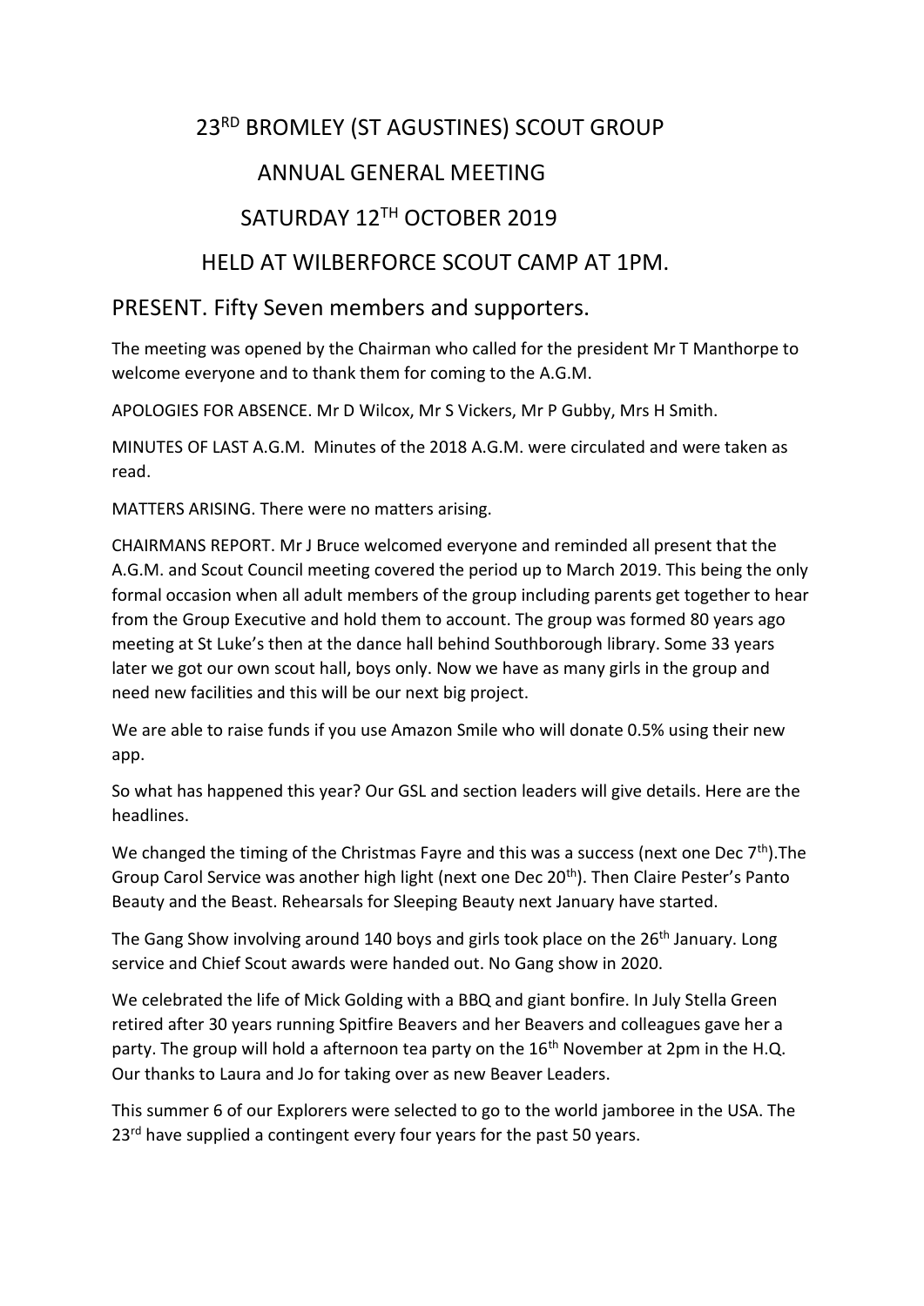# 23RD BROMLEY (ST AGUSTINES) SCOUT GROUP

## ANNUAL GENERAL MEETING

## SATURDAY 12TH OCTOBER 2019

## HELD AT WILBERFORCE SCOUT CAMP AT 1PM.

### PRESENT. Fifty Seven members and supporters.

The meeting was opened by the Chairman who called for the president Mr T Manthorpe to welcome everyone and to thank them for coming to the A.G.M.

APOLOGIES FOR ABSENCE. Mr D Wilcox, Mr S Vickers, Mr P Gubby, Mrs H Smith.

MINUTES OF LAST A.G.M. Minutes of the 2018 A.G.M. were circulated and were taken as read.

MATTERS ARISING. There were no matters arising.

CHAIRMANS REPORT. Mr J Bruce welcomed everyone and reminded all present that the A.G.M. and Scout Council meeting covered the period up to March 2019. This being the only formal occasion when all adult members of the group including parents get together to hear from the Group Executive and hold them to account. The group was formed 80 years ago meeting at St Luke's then at the dance hall behind Southborough library. Some 33 years later we got our own scout hall, boys only. Now we have as many girls in the group and need new facilities and this will be our next big project.

We are able to raise funds if you use Amazon Smile who will donate 0.5% using their new app.

So what has happened this year? Our GSL and section leaders will give details. Here are the headlines.

We changed the timing of the Christmas Fayre and this was a success (next one Dec 7th).The Group Carol Service was another high light (next one Dec 20th). Then Claire Pester's Panto Beauty and the Beast. Rehearsals for Sleeping Beauty next January have started.

The Gang Show involving around 140 boys and girls took place on the 26th January. Long service and Chief Scout awards were handed out. No Gang show in 2020.

We celebrated the life of Mick Golding with a BBQ and giant bonfire. In July Stella Green retired after 30 years running Spitfire Beavers and her Beavers and colleagues gave her a party. The group will hold a afternoon tea party on the 16th November at 2pm in the H.Q. Our thanks to Laura and Jo for taking over as new Beaver Leaders.

This summer 6 of our Explorers were selected to go to the world jamboree in the USA. The 23rd have supplied a contingent every four years for the past 50 years.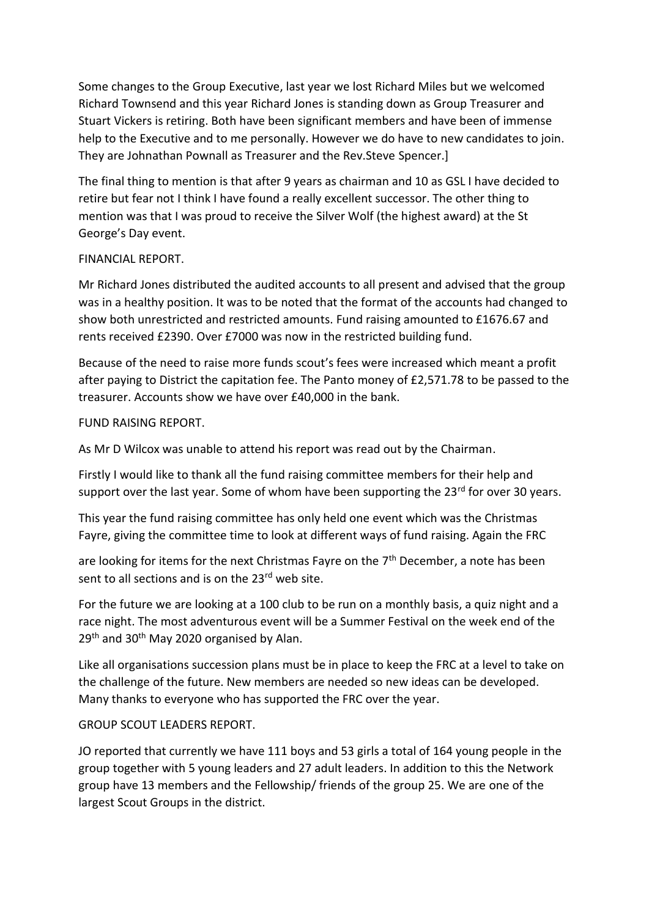Some changes to the Group Executive, last year we lost Richard Miles but we welcomed Richard Townsend and this year Richard Jones is standing down as Group Treasurer and Stuart Vickers is retiring. Both have been significant members and have been of immense help to the Executive and to me personally. However we do have to new candidates to join. They are Johnathan Pownall as Treasurer and the Rev.Steve Spencer.]

The final thing to mention is that after 9 years as chairman and 10 as GSL I have decided to retire but fear not I think I have found a really excellent successor. The other thing to mention was that I was proud to receive the Silver Wolf (the highest award) at the St George's Day event.

FINANCIAL REPORT.

Mr Richard Jones distributed the audited accounts to all present and advised that the group was in a healthy position. It was to be noted that the format of the accounts had changed to show both unrestricted and restricted amounts. Fund raising amounted to £1676.67 and rents received £2390. Over £7000 was now in the restricted building fund.

Because of the need to raise more funds scout's fees were increased which meant a profit after paying to District the capitation fee. The Panto money of £2,571.78 to be passed to the treasurer. Accounts show we have over £40,000 in the bank.

FUND RAISING REPORT.

As Mr D Wilcox was unable to attend his report was read out by the Chairman.

Firstly I would like to thank all the fund raising committee members for their help and support over the last year. Some of whom have been supporting the 23rd for over 30 years.

This year the fund raising committee has only held one event which was the Christmas Fayre, giving the committee time to look at different ways of fund raising. Again the FRC are looking for items for the next Christmas Fayre on the 7th December, a note has been sent to all sections and is on the 23rd web site.

For the future we are looking at a 100 club to be run on a monthly basis, a quiz night and a race night. The most adventurous event will be a Summer Festival on the week end of the 29th and 30th May 2020 organised by Alan.

Like all organisations succession plans must be in place to keep the FRC at a level to take on the challenge of the future. New members are needed so new ideas can be developed. Many thanks to everyone who has supported the FRC over the year.

GROUP SCOUT LEADERS REPORT.

JO reported that currently we have 111 boys and 53 girls a total of 164 young people in the group together with 5 young leaders and 27 adult leaders. In addition to this the Network group have 13 members and the Fellowship/ friends of the group 25. We are one of the largest Scout Groups in the district.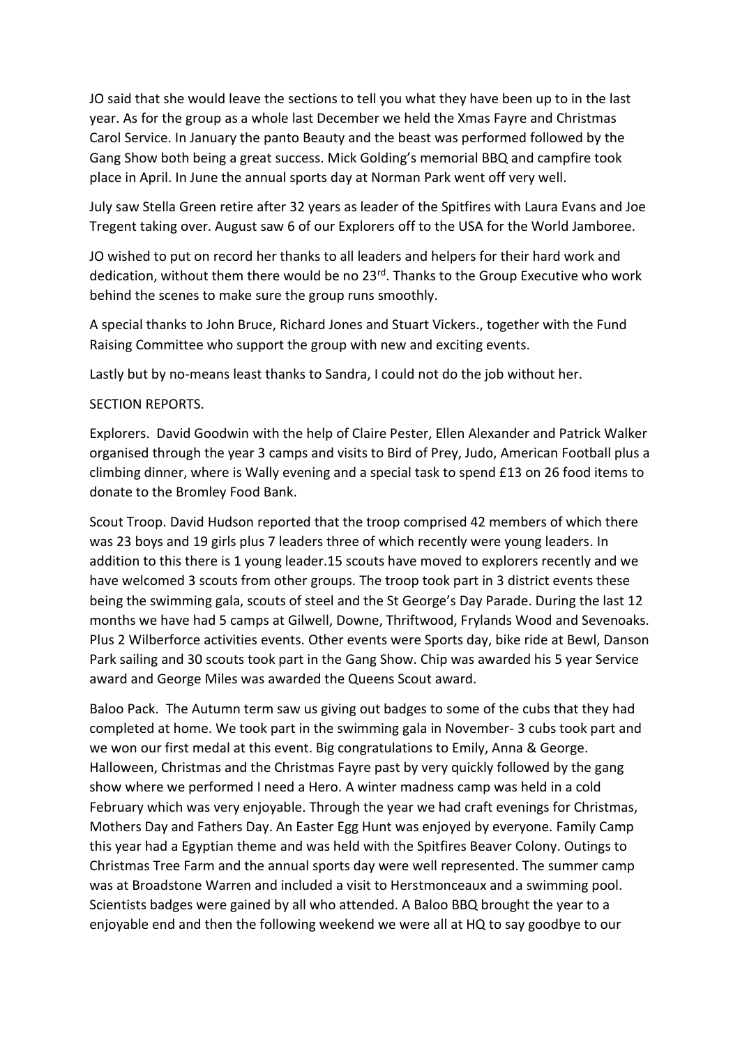JO said that she would leave the sections to tell you what they have been up to in the last year. As for the group as a whole last December we held the Xmas Fayre and Christmas Carol Service. In January the panto Beauty and the beast was performed followed by the Gang Show both being a great success. Mick Golding's memorial BBQ and campfire took place in April. In June the annual sports day at Norman Park went off very well.

July saw Stella Green retire after 32 years as leader of the Spitfires with Laura Evans and Joe Tregent taking over. August saw 6 of our Explorers off to the USA for the World Jamboree.

JO wished to put on record her thanks to all leaders and helpers for their hard work and dedication, without them there would be no 23rd. Thanks to the Group Executive who work behind the scenes to make sure the group runs smoothly.

A special thanks to John Bruce, Richard Jones and Stuart Vickers., together with the Fund Raising Committee who support the group with new and exciting events.

Lastly but by no-means least thanks to Sandra, I could not do the job without her.

SECTION REPORTS.

Explorers. David Goodwin with the help of Claire Pester, Ellen Alexander and Patrick Walker organised through the year 3 camps and visits to Bird of Prey, Judo, American Football plus a climbing dinner, where is Wally evening and a special task to spend £13 on 26 food items to donate to the Bromley Food Bank.

Scout Troop. David Hudson reported that the troop comprised 42 members of which there was 23 boys and 19 girls plus 7 leaders three of which recently were young leaders. In addition to this there is 1 young leader.15 scouts have moved to explorers recently and we have welcomed 3 scouts from other groups. The troop took part in 3 district events these being the swimming gala, scouts of steel and the St George's Day Parade. During the last 12 months we have had 5 camps at Gilwell, Downe, Thriftwood, Frylands Wood and Sevenoaks. Plus 2 Wilberforce activities events. Other events were Sports day, bike ride at Bewl, Danson Park sailing and 30 scouts took part in the Gang Show. Chip was awarded his 5 year Service award and George Miles was awarded the Queens Scout award.

Baloo Pack. The Autumn term saw us giving out badges to some of the cubs that they had completed at home. We took part in the swimming gala in November- 3 cubs took part and we won our first medal at this event. Big congratulations to Emily, Anna & George. Halloween, Christmas and the Christmas Fayre past by very quickly followed by the gang show where we performed I need a Hero. A winter madness camp was held in a cold February which was very enjoyable. Through the year we had craft evenings for Christmas, Mothers Day and Fathers Day. An Easter Egg Hunt was enjoyed by everyone. Family Camp this year had a Egyptian theme and was held with the Spitfires Beaver Colony. Outings to Christmas Tree Farm and the annual sports day were well represented. The summer camp was at Broadstone Warren and included a visit to Herstmonceaux and a swimming pool. Scientists badges were gained by all who attended. A Baloo BBQ brought the year to a enjoyable end and then the following weekend we were all at HQ to say goodbye to our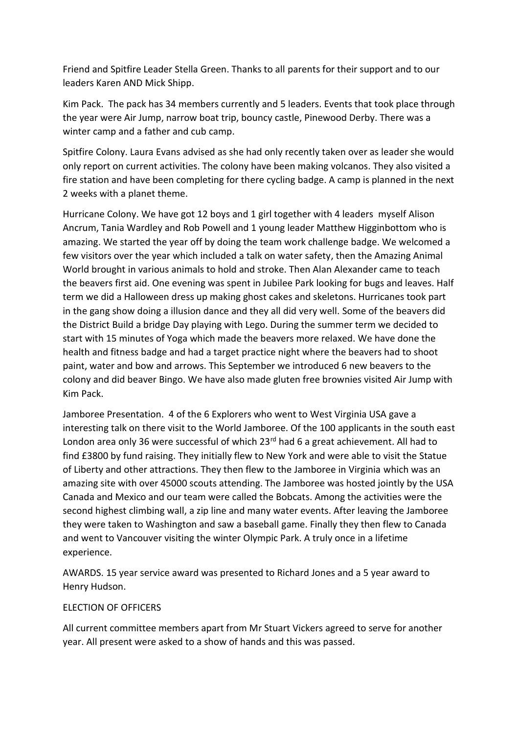Friend and Spitfire Leader Stella Green. Thanks to all parents for their support and to our leaders Karen AND Mick Shipp.

Kim Pack. The pack has 34 members currently and 5 leaders. Events that took place through the year were Air Jump, narrow boat trip, bouncy castle, Pinewood Derby. There was a winter camp and a father and cub camp.

Spitfire Colony. Laura Evans advised as she had only recently taken over as leader she would only report on current activities. The colony have been making volcanos. They also visited a fire station and have been completing for there cycling badge. A camp is planned in the next 2 weeks with a planet theme.

Hurricane Colony. We have got 12 boys and 1 girl together with 4 leaders myself Alison Ancrum, Tania Wardley and Rob Powell and 1 young leader Matthew Higginbottom who is amazing. We started the year off by doing the team work challenge badge. We welcomed a few visitors over the year which included a talk on water safety, then the Amazing Animal World brought in various animals to hold and stroke. Then Alan Alexander came to teach the beavers first aid. One evening was spent in Jubilee Park looking for bugs and leaves. Half term we did a Halloween dress up making ghost cakes and skeletons. Hurricanes took part in the gang show doing a illusion dance and they all did very well. Some of the beavers did the District Build a bridge Day playing with Lego. During the summer term we decided to start with 15 minutes of Yoga which made the beavers more relaxed. We have done the health and fitness badge and had a target practice night where the beavers had to shoot paint, water and bow and arrows. This September we introduced 6 new beavers to the colony and did beaver Bingo. We have also made gluten free brownies visited Air Jump with Kim Pack.

Jamboree Presentation. 4 of the 6 Explorers who went to West Virginia USA gave a interesting talk on there visit to the World Jamboree. Of the 100 applicants in the south east London area only 36 were successful of which 23rd had 6 a great achievement. All had to find £3800 by fund raising. They initially flew to New York and were able to visit the Statue of Liberty and other attractions. They then flew to the Jamboree in Virginia which was an amazing site with over 45000 scouts attending. The Jamboree was hosted jointly by the USA Canada and Mexico and our team were called the Bobcats. Among the activities were the second highest climbing wall, a zip line and many water events. After leaving the Jamboree they were taken to Washington and saw a baseball game. Finally they then flew to Canada and went to Vancouver visiting the winter Olympic Park. A truly once in a lifetime experience.

AWARDS. 15 year service award was presented to Richard Jones and a 5 year award to Henry Hudson.

ELECTION OF OFFICERS

All current committee members apart from Mr Stuart Vickers agreed to serve for another year. All present were asked to a show of hands and this was passed.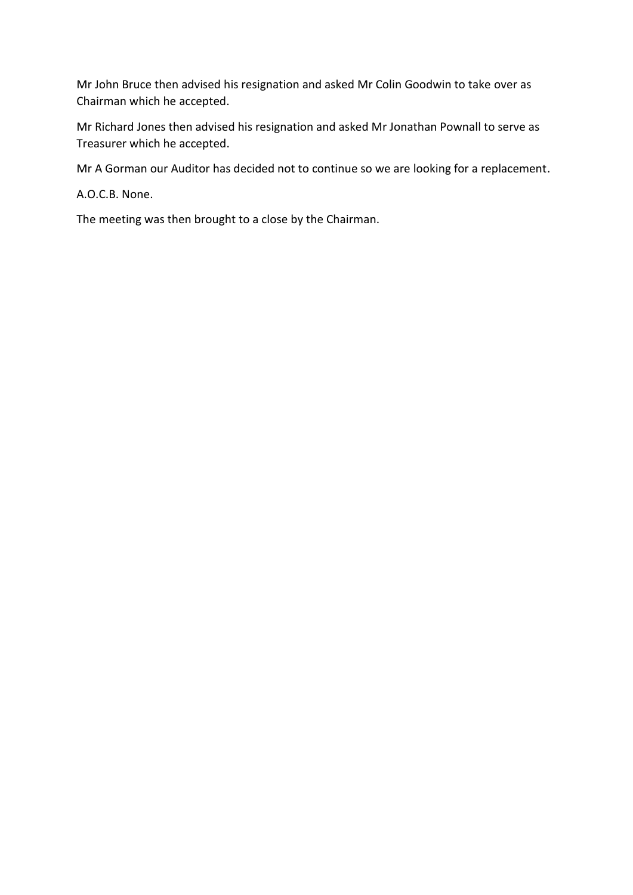Mr John Bruce then advised his resignation and asked Mr Colin Goodwin to take over as Chairman which he accepted.

Mr Richard Jones then advised his resignation and asked Mr Jonathan Pownall to serve as Treasurer which he accepted.

Mr A Gorman our Auditor has decided not to continue so we are looking for a replacement.

A.O.C.B. None.

The meeting was then brought to a close by the Chairman.